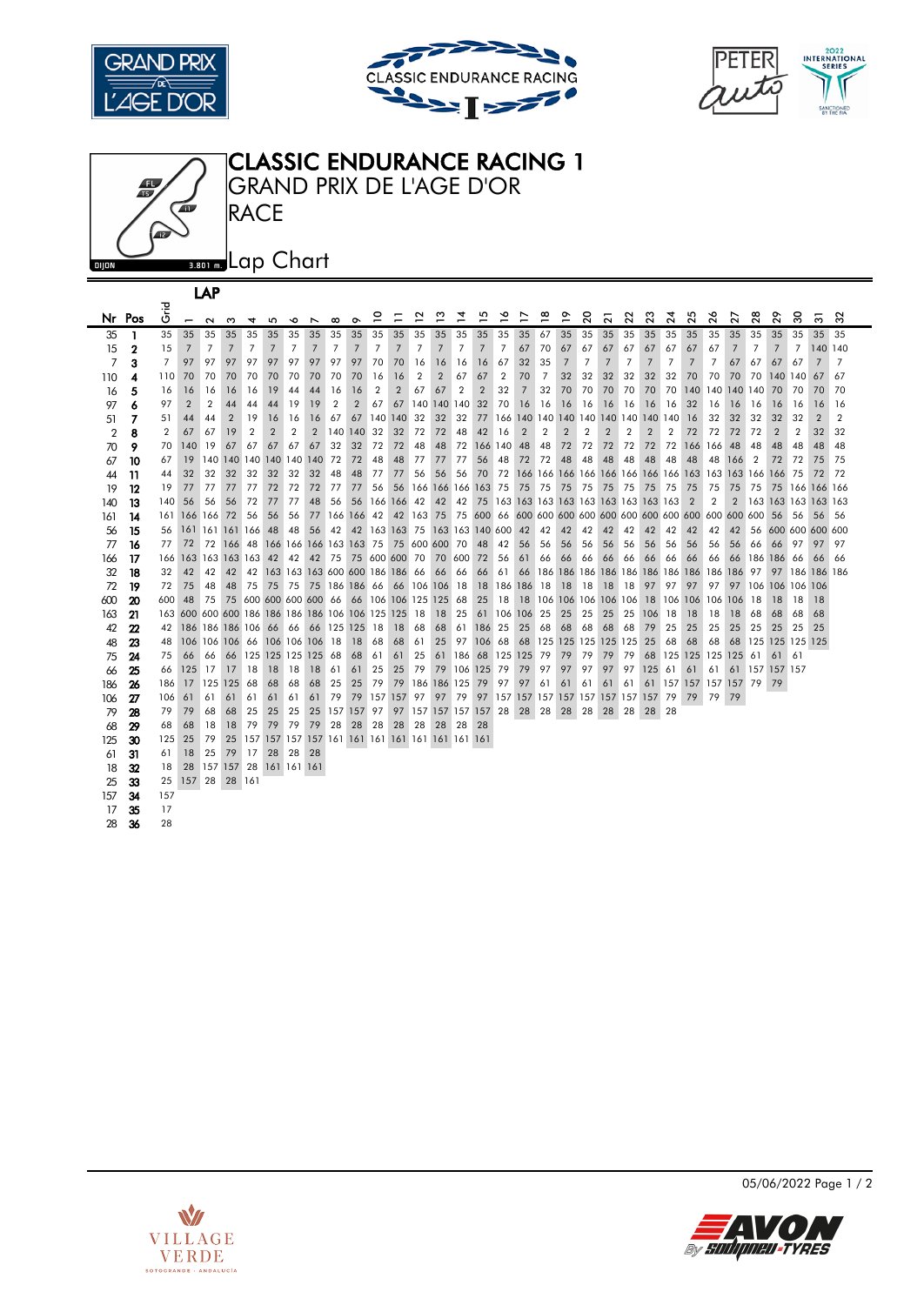# CLASSIC ENDURANCE RACING 1

## GRAND PRIX DE L'AGE D'OR

## RACE

DIJON 3.801 m.

## Lap Chart

| Nr | Pos | Grid | 1 | 2 | 3 | 4 | 5 | 6 | 7 | 8 | 9 | 10 | 11 | 12 | 13 | 14 | 15 | 16 | 17 | 18 | 19 | 20 | 21 | 22 | 23 | 24 | 25 | 26 | 27 | 28 | 29 | 30 | 31 | 32 |
|---|---|---|---|---|---|---|---|---|---|---|---|---|---|---|---|---|---|---|---|---|---|---|---|---|---|---|---|---|---|---|---|---|---|---|
| 35 | 1 | 35 | 35 | 35 | 35 | 35 | 35 | 35 | 35 | 35 | 35 | 35 | 35 | 35 | 35 | 35 | 35 | 35 | 35 | 67 | 35 | 35 | 35 | 35 | 35 | 35 | 35 | 35 | 35 | 35 | 35 | 35 | 35 | 35 |
| 15 | 2 | 15 | 7 | 7 | 7 | 7 | 7 | 7 | 7 | 7 | 7 | 7 | 7 | 7 | 7 | 7 | 7 | 7 | 67 | 70 | 67 | 67 | 67 | 67 | 67 | 67 | 67 | 67 | 7 | 7 | 7 | 7 | 140 | 140 |
| 7 | 3 | 7 | 97 | 97 | 97 | 97 | 97 | 97 | 97 | 97 | 97 | 70 | 70 | 16 | 16 | 16 | 16 | 67 | 32 | 35 | 7 | 7 | 7 | 7 | 7 | 7 | 7 | 7 | 67 | 67 | 67 | 67 | 7 | 7 |
| 110 | 4 | 110 | 70 | 70 | 70 | 70 | 70 | 70 | 70 | 70 | 70 | 16 | 16 | 2 | 2 | 67 | 67 | 2 | 70 | 7 | 32 | 32 | 32 | 32 | 32 | 32 | 70 | 70 | 70 | 70 | 140 | 140 | 67 | 67 |
| 16 | 5 | 16 | 16 | 16 | 16 | 16 | 19 | 44 | 44 | 16 | 16 | 2 | 2 | 67 | 67 | 2 | 2 | 32 | 7 | 32 | 70 | 70 | 70 | 70 | 70 | 70 | 140 | 140 | 140 | 140 | 70 | 70 | 70 | 70 |
| 97 | 6 | 97 | 2 | 2 | 44 | 44 | 44 | 19 | 19 | 2 | 2 | 67 | 67 | 140 | 140 | 140 | 32 | 70 | 16 | 16 | 16 | 16 | 16 | 16 | 16 | 16 | 32 | 16 | 16 | 16 | 16 | 16 | 16 | 16 |
| 51 | 7 | 51 | 44 | 44 | 2 | 19 | 16 | 16 | 16 | 67 | 67 | 140 | 140 | 32 | 32 | 32 | 77 | 166 | 140 | 140 | 140 | 140 | 140 | 140 | 140 | 140 | 16 | 32 | 32 | 32 | 32 | 32 | 2 | 2 |
| 2 | 8 | 2 | 67 | 67 | 19 | 2 | 2 | 2 | 2 | 140 | 140 | 32 | 32 | 72 | 72 | 48 | 42 | 16 | 2 | 2 | 2 | 2 | 2 | 2 | 2 | 2 | 72 | 72 | 72 | 72 | 2 | 2 | 32 | 32 |
| 70 | 9 | 70 | 140 | 19 | 67 | 67 | 67 | 67 | 67 | 32 | 32 | 72 | 72 | 48 | 48 | 72 | 166 | 140 | 48 | 48 | 72 | 72 | 72 | 72 | 72 | 72 | 166 | 166 | 48 | 48 | 48 | 48 | 48 | 48 |
| 67 | 10 | 67 | 19 | 140 | 140 | 140 | 140 | 140 | 140 | 72 | 72 | 48 | 48 | 77 | 77 | 77 | 56 | 48 | 72 | 72 | 48 | 48 | 48 | 48 | 48 | 48 | 48 | 48 | 166 | 2 | 72 | 72 | 75 | 75 |
| 44 | 11 | 44 | 32 | 32 | 32 | 32 | 32 | 32 | 32 | 48 | 48 | 77 | 77 | 56 | 56 | 56 | 70 | 72 | 166 | 166 | 166 | 166 | 166 | 166 | 166 | 166 | 163 | 163 | 163 | 166 | 166 | 75 | 72 | 72 |
| 19 | 12 | 19 | 77 | 77 | 77 | 77 | 72 | 72 | 72 | 77 | 77 | 56 | 56 | 166 | 166 | 166 | 163 | 75 | 75 | 75 | 75 | 75 | 75 | 75 | 75 | 75 | 75 | 75 | 75 | 75 | 75 | 166 | 166 | 166 |
| 140 | 13 | 140 | 56 | 56 | 56 | 72 | 77 | 77 | 48 | 56 | 56 | 166 | 166 | 42 | 42 | 42 | 75 | 163 | 163 | 163 | 163 | 163 | 163 | 163 | 163 | 163 | 2 | 2 | 2 | 163 | 163 | 163 | 163 | 163 |
| 161 | 14 | 161 | 166 | 166 | 72 | 56 | 56 | 56 | 77 | 166 | 166 | 42 | 42 | 163 | 75 | 75 | 600 | 66 | 600 | 600 | 600 | 600 | 600 | 600 | 600 | 600 | 600 | 600 | 600 | 600 | 56 | 56 | 56 | 56 |
| 56 | 15 | 56 | 161 | 161 | 161 | 166 | 48 | 48 | 56 | 42 | 42 | 163 | 163 | 75 | 163 | 163 | 140 | 600 | 42 | 42 | 42 | 42 | 42 | 42 | 42 | 42 | 42 | 42 | 42 | 56 | 600 | 600 | 600 | 600 |
| 77 | 16 | 77 | 72 | 72 | 166 | 48 | 166 | 166 | 166 | 163 | 163 | 75 | 75 | 600 | 600 | 70 | 48 | 42 | 56 | 56 | 56 | 56 | 56 | 56 | 56 | 56 | 56 | 56 | 56 | 66 | 66 | 97 | 97 | 97 |
| 166 | 17 | 166 | 163 | 163 | 163 | 163 | 42 | 42 | 42 | 75 | 75 | 600 | 600 | 70 | 70 | 600 | 72 | 56 | 61 | 66 | 66 | 66 | 66 | 66 | 66 | 66 | 66 | 66 | 66 | 186 | 186 | 66 | 66 | 66 |
| 32 | 18 | 32 | 42 | 42 | 42 | 42 | 163 | 163 | 163 | 600 | 600 | 186 | 186 | 66 | 66 | 66 | 66 | 61 | 66 | 186 | 186 | 186 | 186 | 186 | 186 | 186 | 186 | 186 | 186 | 97 | 97 | 186 | 186 | 186 |
| 72 | 19 | 72 | 75 | 48 | 48 | 75 | 75 | 75 | 75 | 186 | 186 | 66 | 66 | 106 | 106 | 18 | 18 | 186 | 186 | 18 | 18 | 18 | 18 | 18 | 97 | 97 | 97 | 97 | 97 | 106 | 106 | 106 | 106 | |
| 600 | 20 | 600 | 48 | 75 | 75 | 600 | 600 | 600 | 600 | 66 | 66 | 106 | 106 | 125 | 125 | 68 | 25 | 18 | 18 | 106 | 106 | 106 | 106 | 106 | 18 | 106 | 106 | 106 | 106 | 18 | 18 | 18 | 18 | |
| 163 | 21 | 163 | 600 | 600 | 600 | 186 | 186 | 186 | 186 | 106 | 106 | 125 | 125 | 18 | 18 | 25 | 61 | 106 | 106 | 25 | 25 | 25 | 25 | 25 | 106 | 18 | 18 | 18 | 18 | 68 | 68 | 68 | 68 | |
| 42 | 22 | 42 | 186 | 186 | 186 | 106 | 66 | 66 | 66 | 125 | 125 | 18 | 18 | 68 | 68 | 61 | 186 | 25 | 25 | 68 | 68 | 68 | 68 | 68 | 79 | 25 | 25 | 25 | 25 | 25 | 25 | 25 | 25 | |
| 48 | 23 | 48 | 106 | 106 | 106 | 66 | 106 | 106 | 106 | 18 | 18 | 68 | 68 | 61 | 25 | 97 | 106 | 68 | 68 | 125 | 125 | 125 | 125 | 125 | 25 | 68 | 68 | 68 | 68 | 125 | 125 | 125 | 125 | |
| 75 | 24 | 75 | 66 | 66 | 66 | 125 | 125 | 125 | 125 | 68 | 68 | 61 | 61 | 25 | 61 | 186 | 68 | 125 | 125 | 79 | 79 | 79 | 79 | 79 | 68 | 125 | 125 | 125 | 125 | 61 | 61 | 61 | | |
| 66 | 25 | 66 | 125 | 17 | 17 | 18 | 18 | 18 | 18 | 61 | 61 | 25 | 25 | 79 | 79 | 106 | 125 | 79 | 79 | 97 | 97 | 97 | 97 | 97 | 125 | 61 | 61 | 61 | 61 | 157 | 157 | 157 | | |
| 186 | 26 | 186 | 17 | 125 | 125 | 68 | 68 | 68 | 68 | 25 | 25 | 79 | 79 | 186 | 186 | 125 | 79 | 97 | 97 | 61 | 61 | 61 | 61 | 61 | 61 | 157 | 157 | 157 | 157 | 79 | 79 | | | |
| 106 | 27 | 106 | 61 | 61 | 61 | 61 | 61 | 61 | 61 | 79 | 79 | 157 | 157 | 97 | 97 | 79 | 97 | 157 | 157 | 157 | 157 | 157 | 157 | 157 | 157 | 79 | 79 | 79 | 79 | | | | | |
| 79 | 28 | 79 | 79 | 68 | 68 | 25 | 25 | 25 | 25 | 157 | 157 | 97 | 97 | 157 | 157 | 157 | 157 | 28 | 28 | 28 | 28 | 28 | 28 | 28 | 28 | 28 | | | | | | | | |
| 68 | 29 | 68 | 68 | 18 | 18 | 79 | 79 | 79 | 79 | 28 | 28 | 28 | 28 | 28 | 28 | 28 | 28 | | | | | | | | | | | | | | | | | |
| 125 | 30 | 125 | 25 | 79 | 25 | 157 | 157 | 157 | 157 | 161 | 161 | 161 | 161 | 161 | 161 | 161 | 161 | | | | | | | | | | | | | | | | | |
| 61 | 31 | 61 | 18 | 25 | 79 | 17 | 28 | 28 | 28 | | | | | | | | | | | | | | | | | | | | | | | | | |
| 18 | 32 | 18 | 28 | 157 | 157 | 28 | 161 | 161 | 161 | | | | | | | | | | | | | | | | | | | | | | | | | |
| 25 | 33 | 25 | 157 | 28 | 28 | 161 | | | | | | | | | | | | | | | | | | | | | | | | | | | | |
| 157 | 34 | 157 | | | | | | | | | | | | | | | | | | | | | | | | | | | | | | | | |
| 17 | 35 | 17 | | | | | | | | | | | | | | | | | | | | | | | | | | | | | | | | |
| 28 | 36 | 28 | | | | | | | | | | | | | | | | | | | | | | | | | | | | | | | | |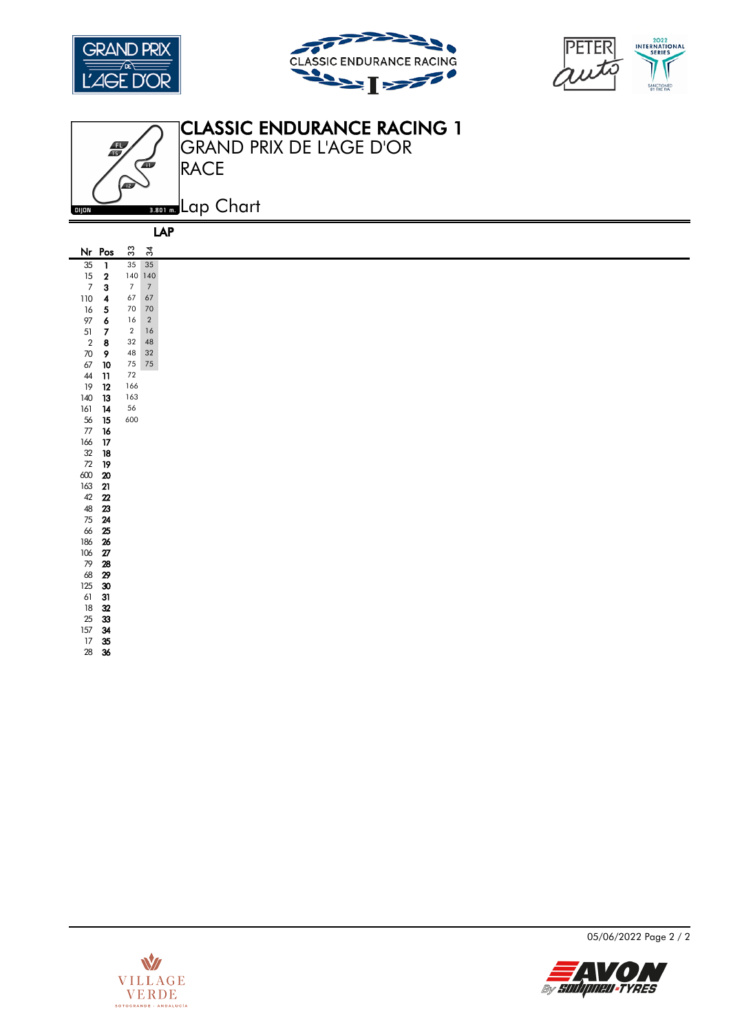# CLASSIC ENDURANCE RACING 1

## GRAND PRIX DE L'AGE D'OR

## RACE

## Lap Chart

DIJON 3.801 m.

| Nr | Pos | 33 | 34 |
|---|---|---|---|
| 35 | 1 | 35 | 35 |
| 15 | 2 | 140 | 140 |
| 7 | 3 | 7 | 7 |
| 110 | 4 | 67 | 67 |
| 16 | 5 | 70 | 70 |
| 97 | 6 | 16 | 2 |
| 51 | 7 | 2 | 16 |
| 2 | 8 | 32 | 48 |
| 70 | 9 | 48 | 32 |
| 67 | 10 | 75 | 75 |
| 44 | 11 | 72 | |
| 19 | 12 | 166 | |
| 140 | 13 | 163 | |
| 161 | 14 | 56 | |
| 56 | 15 | 600 | |
| 77 | 16 | | |
| 166 | 17 | | |
| 32 | 18 | | |
| 72 | 19 | | |
| 600 | 20 | | |
| 163 | 21 | | |
| 42 | 22 | | |
| 48 | 23 | | |
| 75 | 24 | | |
| 66 | 25 | | |
| 186 | 26 | | |
| 106 | 27 | | |
| 79 | 28 | | |
| 68 | 29 | | |
| 125 | 30 | | |
| 61 | 31 | | |
| 18 | 32 | | |
| 25 | 33 | | |
| 157 | 34 | | |
| 17 | 35 | | |
| 28 | 36 | | |

05/06/2022